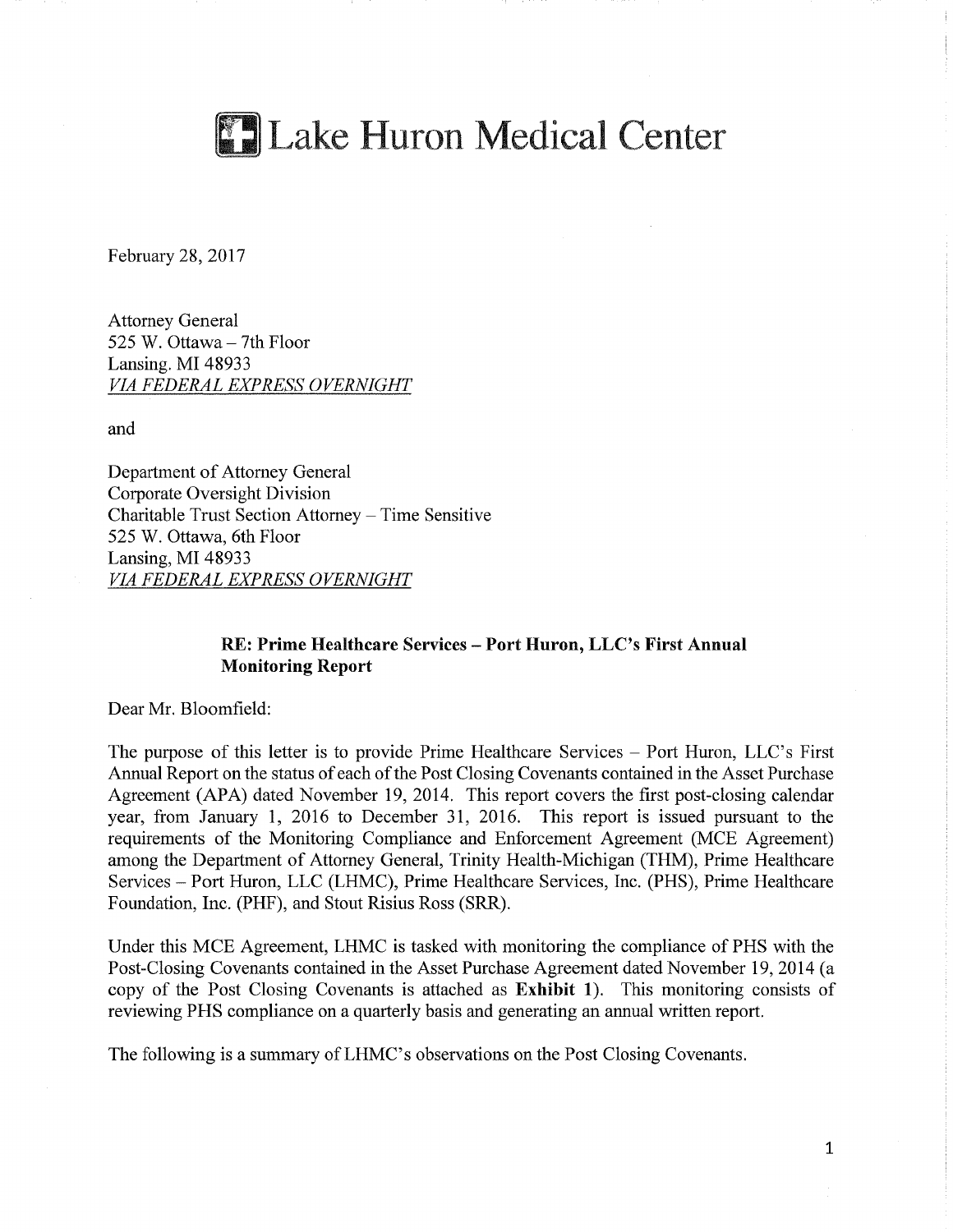# Lake Huron Medical Center

February 28, 2017

Attorney General
525 W. Ottawa – 7th Floor
Lansing. MI 48933
*VIA FEDERAL EXPRESS OVERNIGHT*

and

Department of Attorney General
Corporate Oversight Division
Charitable Trust Section Attorney – Time Sensitive
525 W. Ottawa, 6th Floor
Lansing, MI 48933
*VIA FEDERAL EXPRESS OVERNIGHT*

**RE: Prime Healthcare Services – Port Huron, LLC's First Annual Monitoring Report**

Dear Mr. Bloomfield:

The purpose of this letter is to provide Prime Healthcare Services – Port Huron, LLC's First Annual Report on the status of each of the Post Closing Covenants contained in the Asset Purchase Agreement (APA) dated November 19, 2014. This report covers the first post-closing calendar year, from January 1, 2016 to December 31, 2016. This report is issued pursuant to the requirements of the Monitoring Compliance and Enforcement Agreement (MCE Agreement) among the Department of Attorney General, Trinity Health-Michigan (THM), Prime Healthcare Services – Port Huron, LLC (LHMC), Prime Healthcare Services, Inc. (PHS), Prime Healthcare Foundation, Inc. (PHF), and Stout Risius Ross (SRR).

Under this MCE Agreement, LHMC is tasked with monitoring the compliance of PHS with the Post-Closing Covenants contained in the Asset Purchase Agreement dated November 19, 2014 (a copy of the Post Closing Covenants is attached as **Exhibit 1**). This monitoring consists of reviewing PHS compliance on a quarterly basis and generating an annual written report.

The following is a summary of LHMC's observations on the Post Closing Covenants.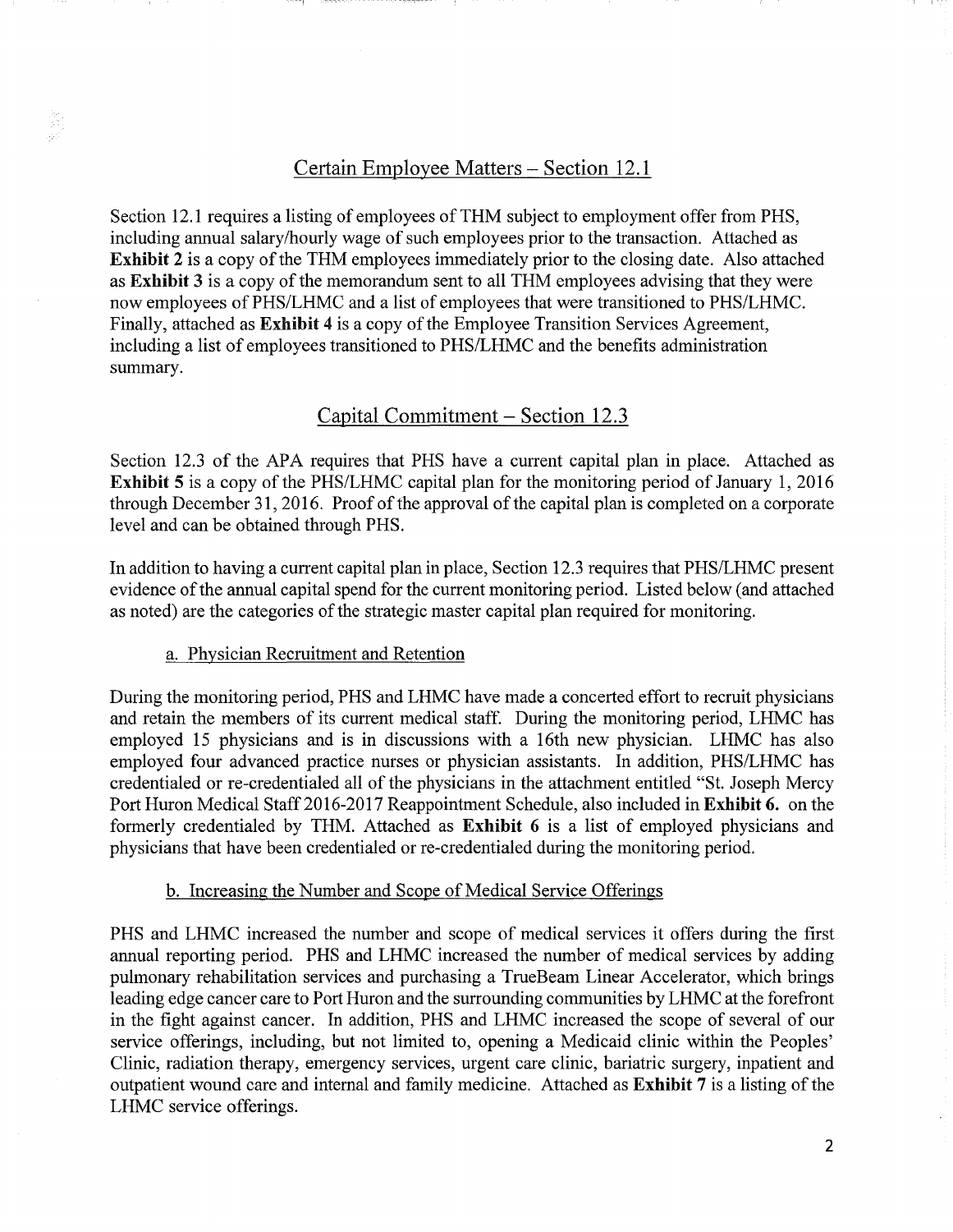## Certain Employee Matters – Section 12.1

Section 12.1 requires a listing of employees of THM subject to employment offer from PHS, including annual salary/hourly wage of such employees prior to the transaction. Attached as **Exhibit 2** is a copy of the THM employees immediately prior to the closing date. Also attached as **Exhibit 3** is a copy of the memorandum sent to all THM employees advising that they were now employees of PHS/LHMC and a list of employees that were transitioned to PHS/LHMC. Finally, attached as **Exhibit 4** is a copy of the Employee Transition Services Agreement, including a list of employees transitioned to PHS/LHMC and the benefits administration summary.

## Capital Commitment – Section 12.3

Section 12.3 of the APA requires that PHS have a current capital plan in place. Attached as **Exhibit 5** is a copy of the PHS/LHMC capital plan for the monitoring period of January 1, 2016 through December 31, 2016. Proof of the approval of the capital plan is completed on a corporate level and can be obtained through PHS.

In addition to having a current capital plan in place, Section 12.3 requires that PHS/LHMC present evidence of the annual capital spend for the current monitoring period. Listed below (and attached as noted) are the categories of the strategic master capital plan required for monitoring.

### a. Physician Recruitment and Retention

During the monitoring period, PHS and LHMC have made a concerted effort to recruit physicians and retain the members of its current medical staff. During the monitoring period, LHMC has employed 15 physicians and is in discussions with a 16th new physician. LHMC has also employed four advanced practice nurses or physician assistants. In addition, PHS/LHMC has credentialed or re-credentialed all of the physicians in the attachment entitled "St. Joseph Mercy Port Huron Medical Staff 2016-2017 Reappointment Schedule, also included in **Exhibit 6.** on the formerly credentialed by THM. Attached as **Exhibit 6** is a list of employed physicians and physicians that have been credentialed or re-credentialed during the monitoring period.

### b. Increasing the Number and Scope of Medical Service Offerings

PHS and LHMC increased the number and scope of medical services it offers during the first annual reporting period. PHS and LHMC increased the number of medical services by adding pulmonary rehabilitation services and purchasing a TrueBeam Linear Accelerator, which brings leading edge cancer care to Port Huron and the surrounding communities by LHMC at the forefront in the fight against cancer. In addition, PHS and LHMC increased the scope of several of our service offerings, including, but not limited to, opening a Medicaid clinic within the Peoples' Clinic, radiation therapy, emergency services, urgent care clinic, bariatric surgery, inpatient and outpatient wound care and internal and family medicine. Attached as **Exhibit 7** is a listing of the LHMC service offerings.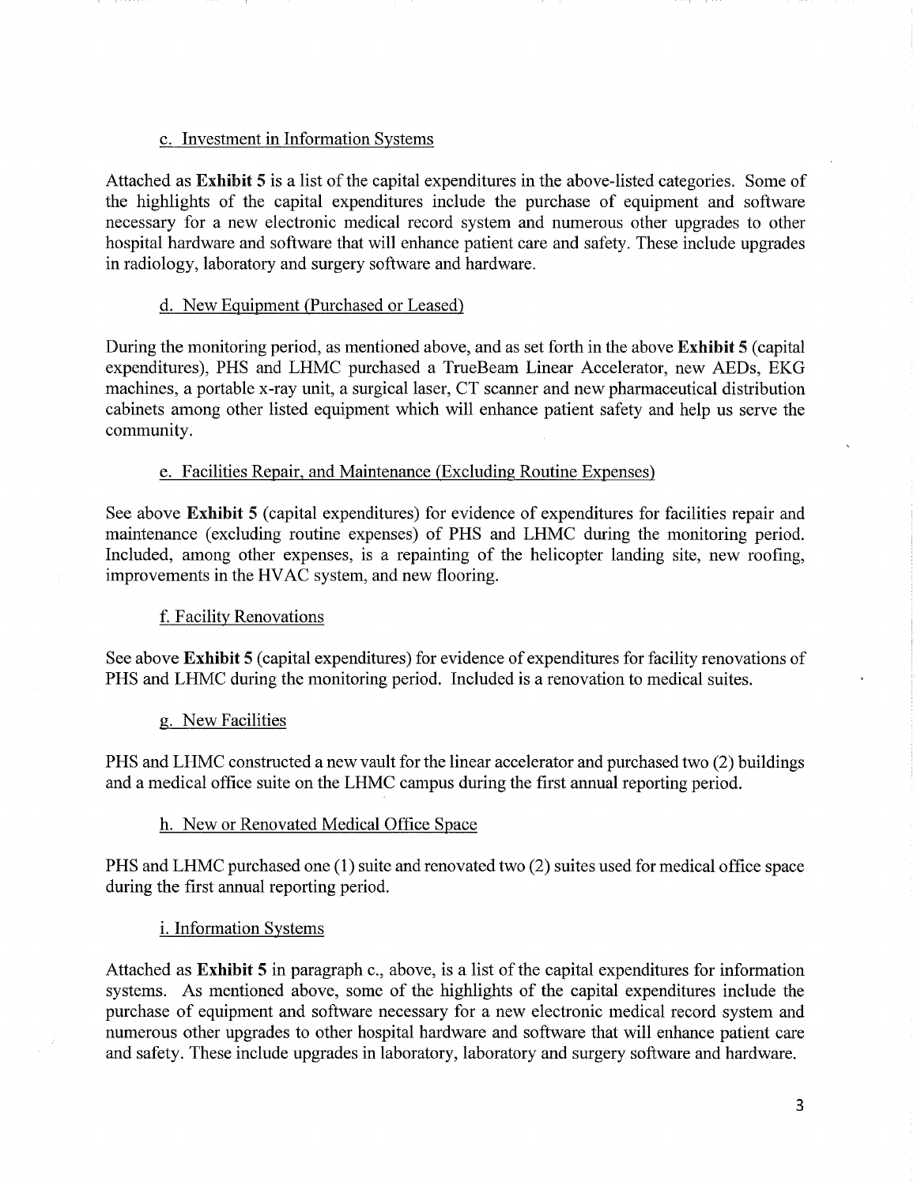c. Investment in Information Systems

Attached as **Exhibit 5** is a list of the capital expenditures in the above-listed categories. Some of the highlights of the capital expenditures include the purchase of equipment and software necessary for a new electronic medical record system and numerous other upgrades to other hospital hardware and software that will enhance patient care and safety. These include upgrades in radiology, laboratory and surgery software and hardware.

d. New Equipment (Purchased or Leased)

During the monitoring period, as mentioned above, and as set forth in the above **Exhibit 5** (capital expenditures), PHS and LHMC purchased a TrueBeam Linear Accelerator, new AEDs, EKG machines, a portable x-ray unit, a surgical laser, CT scanner and new pharmaceutical distribution cabinets among other listed equipment which will enhance patient safety and help us serve the community.

e. Facilities Repair, and Maintenance (Excluding Routine Expenses)

See above **Exhibit 5** (capital expenditures) for evidence of expenditures for facilities repair and maintenance (excluding routine expenses) of PHS and LHMC during the monitoring period. Included, among other expenses, is a repainting of the helicopter landing site, new roofing, improvements in the HVAC system, and new flooring.

f. Facility Renovations

See above **Exhibit 5** (capital expenditures) for evidence of expenditures for facility renovations of PHS and LHMC during the monitoring period. Included is a renovation to medical suites.

g. New Facilities

PHS and LHMC constructed a new vault for the linear accelerator and purchased two (2) buildings and a medical office suite on the LHMC campus during the first annual reporting period.

h. New or Renovated Medical Office Space

PHS and LHMC purchased one (1) suite and renovated two (2) suites used for medical office space during the first annual reporting period.

i. Information Systems

Attached as **Exhibit 5** in paragraph c., above, is a list of the capital expenditures for information systems. As mentioned above, some of the highlights of the capital expenditures include the purchase of equipment and software necessary for a new electronic medical record system and numerous other upgrades to other hospital hardware and software that will enhance patient care and safety. These include upgrades in laboratory, laboratory and surgery software and hardware.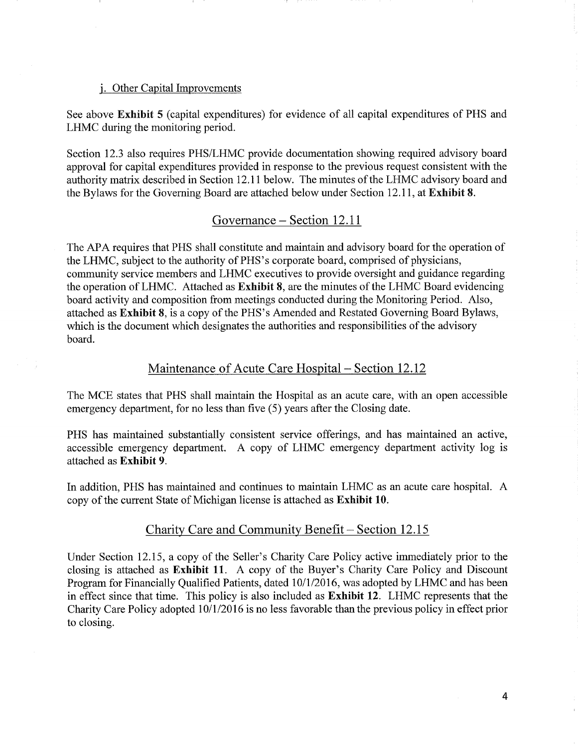j. Other Capital Improvements

See above **Exhibit 5** (capital expenditures) for evidence of all capital expenditures of PHS and LHMC during the monitoring period.

Section 12.3 also requires PHS/LHMC provide documentation showing required advisory board approval for capital expenditures provided in response to the previous request consistent with the authority matrix described in Section 12.11 below. The minutes of the LHMC advisory board and the Bylaws for the Governing Board are attached below under Section 12.11, at **Exhibit 8.**

## Governance – Section 12.11

The APA requires that PHS shall constitute and maintain and advisory board for the operation of the LHMC, subject to the authority of PHS's corporate board, comprised of physicians, community service members and LHMC executives to provide oversight and guidance regarding the operation of LHMC. Attached as **Exhibit 8**, are the minutes of the LHMC Board evidencing board activity and composition from meetings conducted during the Monitoring Period. Also, attached as **Exhibit 8**, is a copy of the PHS's Amended and Restated Governing Board Bylaws, which is the document which designates the authorities and responsibilities of the advisory board.

## Maintenance of Acute Care Hospital – Section 12.12

The MCE states that PHS shall maintain the Hospital as an acute care, with an open accessible emergency department, for no less than five (5) years after the Closing date.

PHS has maintained substantially consistent service offerings, and has maintained an active, accessible emergency department. A copy of LHMC emergency department activity log is attached as **Exhibit 9.**

In addition, PHS has maintained and continues to maintain LHMC as an acute care hospital. A copy of the current State of Michigan license is attached as **Exhibit 10.**

## Charity Care and Community Benefit – Section 12.15

Under Section 12.15, a copy of the Seller's Charity Care Policy active immediately prior to the closing is attached as **Exhibit 11**. A copy of the Buyer's Charity Care Policy and Discount Program for Financially Qualified Patients, dated 10/1/2016, was adopted by LHMC and has been in effect since that time. This policy is also included as **Exhibit 12**. LHMC represents that the Charity Care Policy adopted 10/1/2016 is no less favorable than the previous policy in effect prior to closing.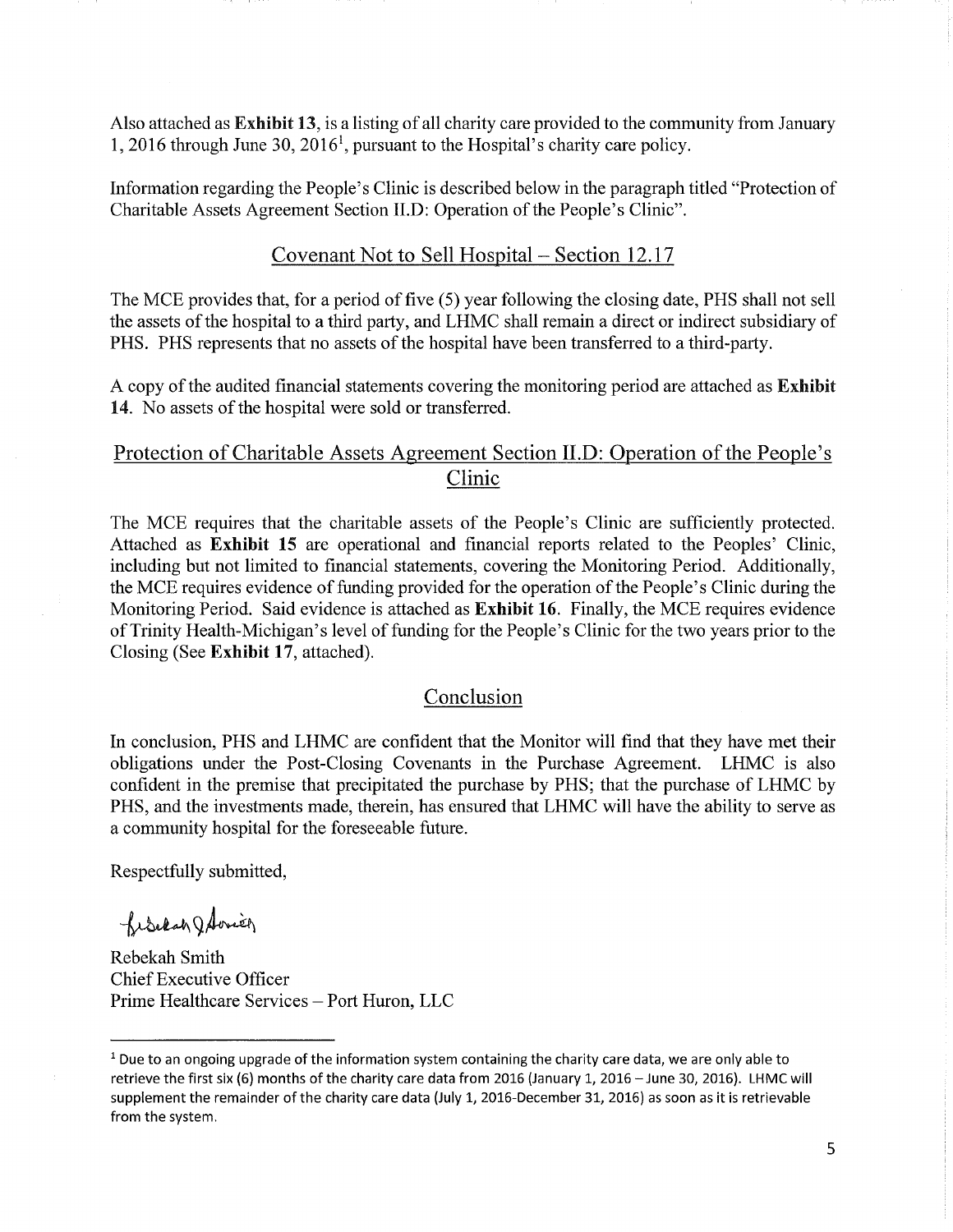Also attached as **Exhibit 13**, is a listing of all charity care provided to the community from January 1, 2016 through June 30, 2016[1], pursuant to the Hospital's charity care policy.

Information regarding the People's Clinic is described below in the paragraph titled "Protection of Charitable Assets Agreement Section II.D: Operation of the People's Clinic".

## Covenant Not to Sell Hospital – Section 12.17

The MCE provides that, for a period of five (5) year following the closing date, PHS shall not sell the assets of the hospital to a third party, and LHMC shall remain a direct or indirect subsidiary of PHS. PHS represents that no assets of the hospital have been transferred to a third-party.

A copy of the audited financial statements covering the monitoring period are attached as **Exhibit 14**. No assets of the hospital were sold or transferred.

## Protection of Charitable Assets Agreement Section II.D: Operation of the People's Clinic

The MCE requires that the charitable assets of the People's Clinic are sufficiently protected. Attached as **Exhibit 15** are operational and financial reports related to the Peoples' Clinic, including but not limited to financial statements, covering the Monitoring Period. Additionally, the MCE requires evidence of funding provided for the operation of the People's Clinic during the Monitoring Period. Said evidence is attached as **Exhibit 16**. Finally, the MCE requires evidence of Trinity Health-Michigan's level of funding for the People's Clinic for the two years prior to the Closing (See **Exhibit 17**, attached).

## Conclusion

In conclusion, PHS and LHMC are confident that the Monitor will find that they have met their obligations under the Post-Closing Covenants in the Purchase Agreement. LHMC is also confident in the premise that precipitated the purchase by PHS; that the purchase of LHMC by PHS, and the investments made, therein, has ensured that LHMC will have the ability to serve as a community hospital for the foreseeable future.

Respectfully submitted,

Rebekah Smith
Chief Executive Officer
Prime Healthcare Services – Port Huron, LLC

---

[1] Due to an ongoing upgrade of the information system containing the charity care data, we are only able to retrieve the first six (6) months of the charity care data from 2016 (January 1, 2016 – June 30, 2016). LHMC will supplement the remainder of the charity care data (July 1, 2016-December 31, 2016) as soon as it is retrievable from the system.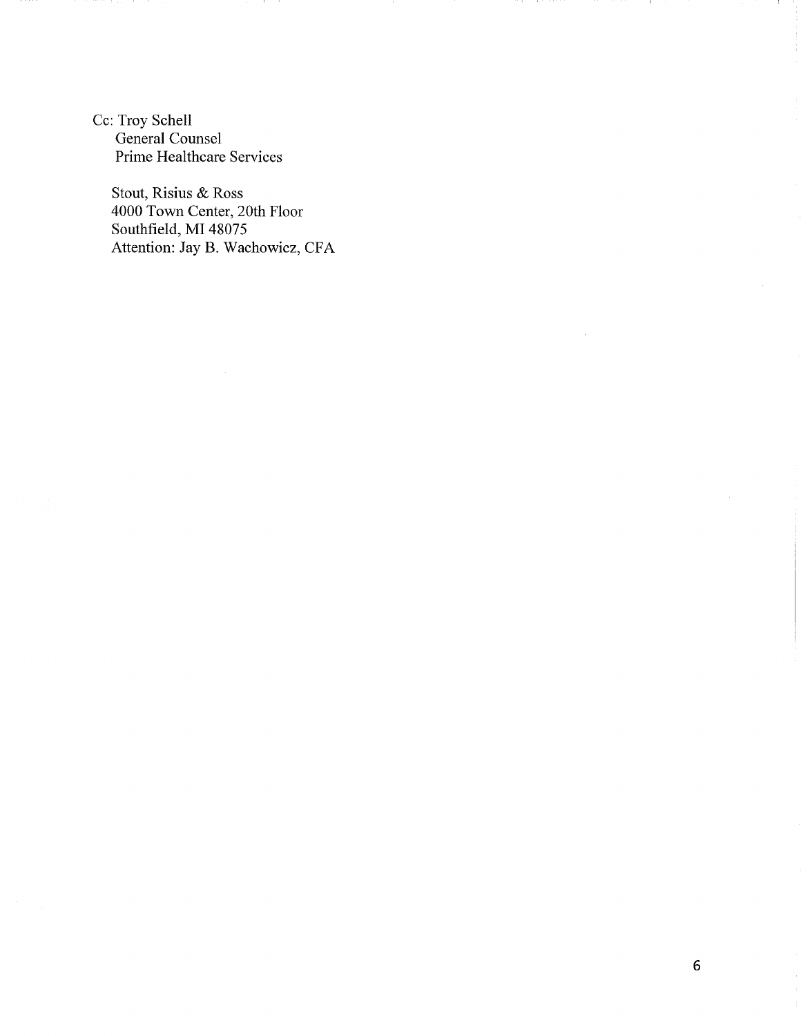Cc: Troy Schell
General Counsel
Prime Healthcare Services

Stout, Risius & Ross
4000 Town Center, 20th Floor
Southfield, MI 48075
Attention: Jay B. Wachowicz, CFA